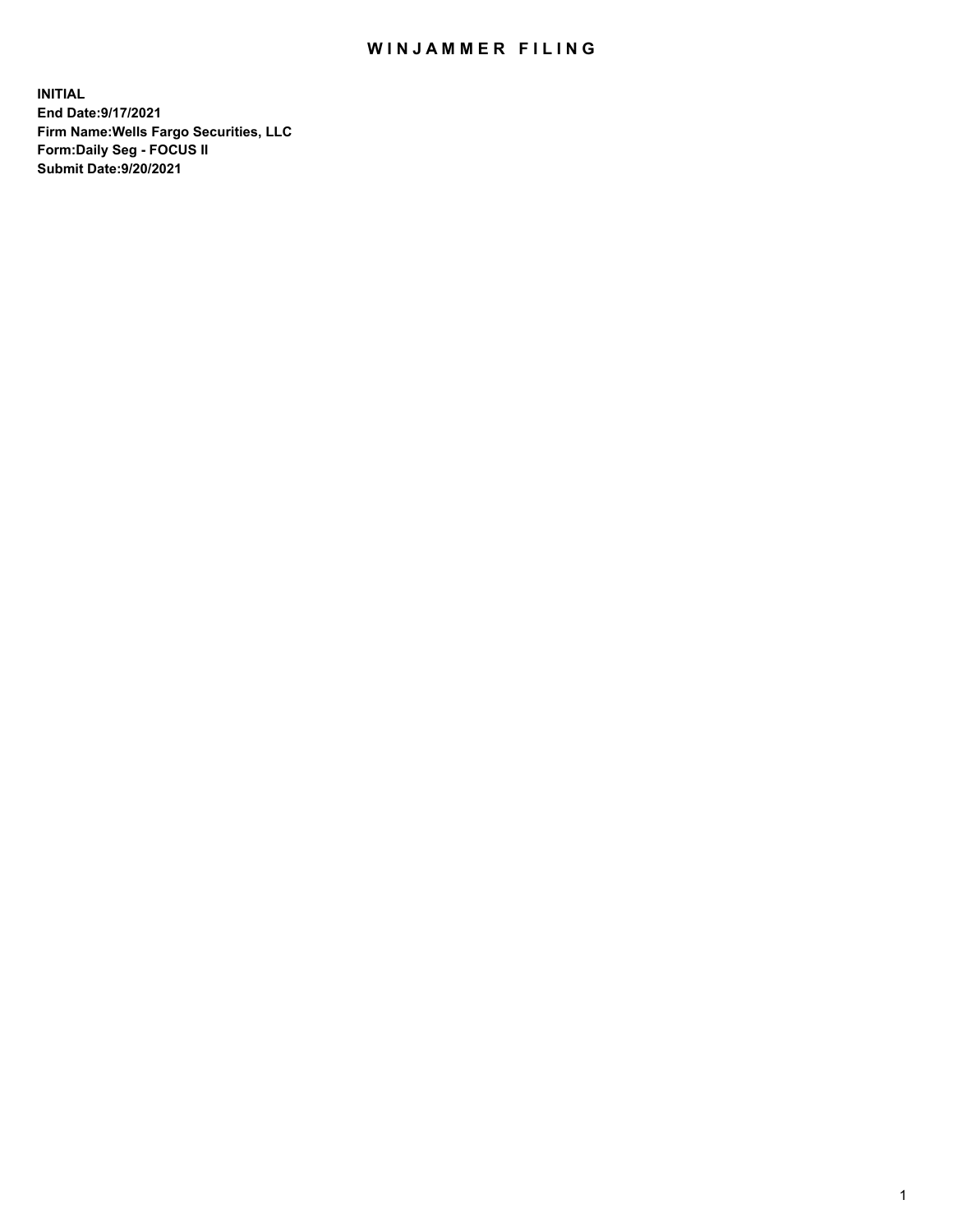# WINJAMMER FILING

**INITIAL**
**End Date:9/17/2021**
**Firm Name:Wells Fargo Securities, LLC**
**Form:Daily Seg - FOCUS II**
**Submit Date:9/20/2021**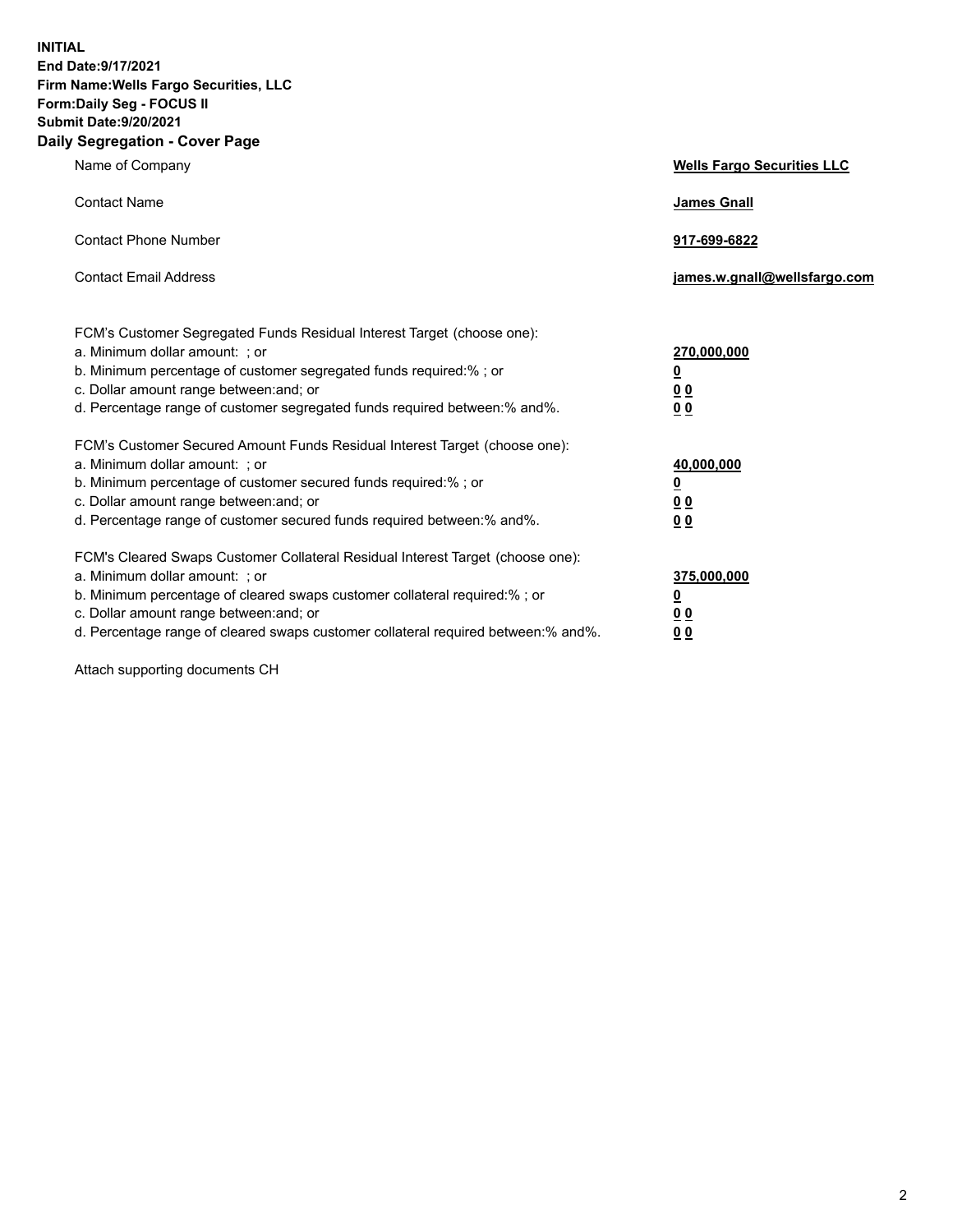**INITIAL**
**End Date:9/17/2021**
**Firm Name:Wells Fargo Securities, LLC**
**Form:Daily Seg - FOCUS II**
**Submit Date:9/20/2021**

## Daily Segregation - Cover Page

| | |
|---|---|
| Name of Company | **Wells Fargo Securities LLC** |
| Contact Name | **James Gnall** |
| Contact Phone Number | **917-699-6822** |
| Contact Email Address | **james.w.gnall@wellsfargo.com** |

| | |
|---|---|
| FCM's Customer Segregated Funds Residual Interest Target (choose one): | |
| a. Minimum dollar amount: ; or | **270,000,000** |
| b. Minimum percentage of customer segregated funds required:% ; or | **0** |
| c. Dollar amount range between:and; or | **0 0** |
| d. Percentage range of customer segregated funds required between:% and%. | **0 0** |
| FCM's Customer Secured Amount Funds Residual Interest Target (choose one): | |
| a. Minimum dollar amount: ; or | **40,000,000** |
| b. Minimum percentage of customer secured funds required:% ; or | **0** |
| c. Dollar amount range between:and; or | **0 0** |
| d. Percentage range of customer secured funds required between:% and%. | **0 0** |
| FCM's Cleared Swaps Customer Collateral Residual Interest Target (choose one): | |
| a. Minimum dollar amount: ; or | **375,000,000** |
| b. Minimum percentage of cleared swaps customer collateral required:% ; or | **0** |
| c. Dollar amount range between:and; or | **0 0** |
| d. Percentage range of cleared swaps customer collateral required between:% and%. | **0 0** |

Attach supporting documents CH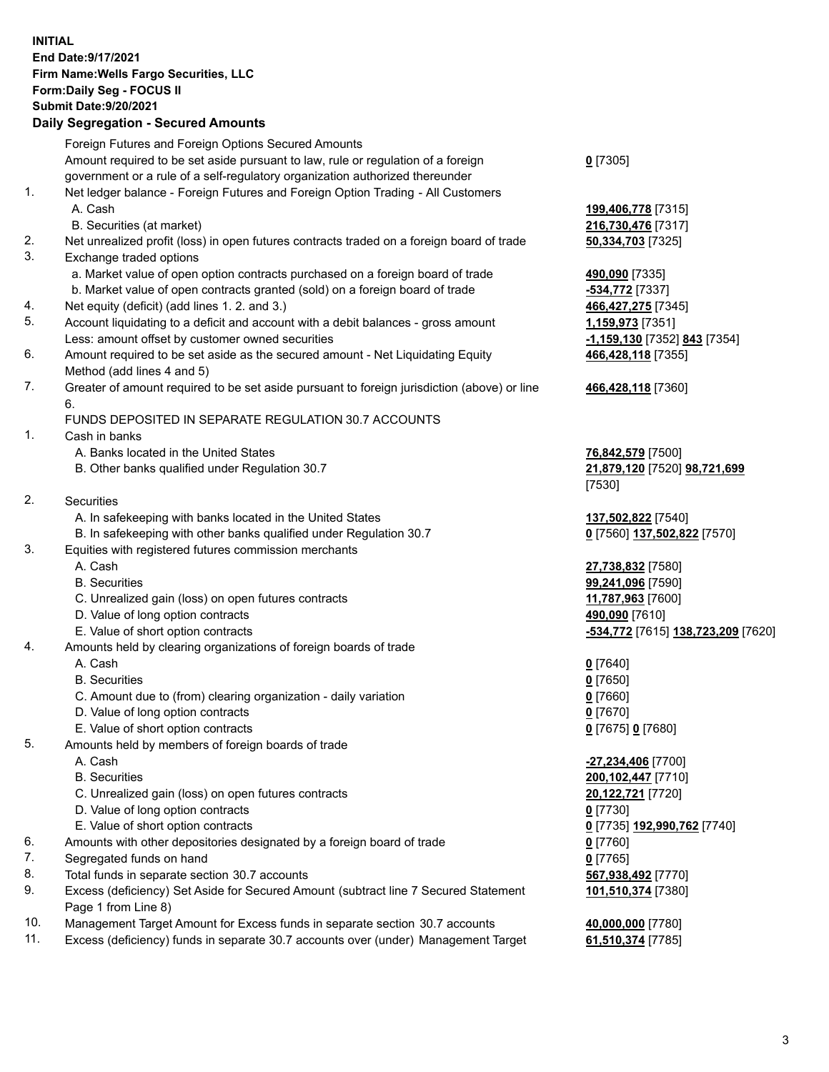**INITIAL**
**End Date:9/17/2021**
**Firm Name:Wells Fargo Securities, LLC**
**Form:Daily Seg - FOCUS II**
**Submit Date:9/20/2021**

## Daily Segregation - Secured Amounts

| | | |
|---|---|---|
| | Foreign Futures and Foreign Options Secured Amounts | |
| | Amount required to be set aside pursuant to law, rule or regulation of a foreign government or a rule of a self-regulatory organization authorized thereunder | **0** [7305] |
| 1. | Net ledger balance - Foreign Futures and Foreign Option Trading - All Customers | |
| | A. Cash | **199,406,778** [7315] |
| | B. Securities (at market) | **216,730,476** [7317] |
| 2. | Net unrealized profit (loss) in open futures contracts traded on a foreign board of trade | **50,334,703** [7325] |
| 3. | Exchange traded options | |
| | a. Market value of open option contracts purchased on a foreign board of trade | **490,090** [7335] |
| | b. Market value of open contracts granted (sold) on a foreign board of trade | **-534,772** [7337] |
| 4. | Net equity (deficit) (add lines 1. 2. and 3.) | **466,427,275** [7345] |
| 5. | Account liquidating to a deficit and account with a debit balances - gross amount | **1,159,973** [7351] |
| | Less: amount offset by customer owned securities | **-1,159,130** [7352] **843** [7354] |
| 6. | Amount required to be set aside as the secured amount - Net Liquidating Equity Method (add lines 4 and 5) | **466,428,118** [7355] |
| 7. | Greater of amount required to be set aside pursuant to foreign jurisdiction (above) or line 6. | **466,428,118** [7360] |
| | FUNDS DEPOSITED IN SEPARATE REGULATION 30.7 ACCOUNTS | |
| 1. | Cash in banks | |
| | A. Banks located in the United States | **76,842,579** [7500] |
| | B. Other banks qualified under Regulation 30.7 | **21,879,120** [7520] **98,721,699** [7530] |
| 2. | Securities | |
| | A. In safekeeping with banks located in the United States | **137,502,822** [7540] |
| | B. In safekeeping with other banks qualified under Regulation 30.7 | **0** [7560] **137,502,822** [7570] |
| 3. | Equities with registered futures commission merchants | |
| | A. Cash | **27,738,832** [7580] |
| | B. Securities | **99,241,096** [7590] |
| | C. Unrealized gain (loss) on open futures contracts | **11,787,963** [7600] |
| | D. Value of long option contracts | **490,090** [7610] |
| | E. Value of short option contracts | **-534,772** [7615] **138,723,209** [7620] |
| 4. | Amounts held by clearing organizations of foreign boards of trade | |
| | A. Cash | **0** [7640] |
| | B. Securities | **0** [7650] |
| | C. Amount due to (from) clearing organization - daily variation | **0** [7660] |
| | D. Value of long option contracts | **0** [7670] |
| | E. Value of short option contracts | **0** [7675] **0** [7680] |
| 5. | Amounts held by members of foreign boards of trade | |
| | A. Cash | **-27,234,406** [7700] |
| | B. Securities | **200,102,447** [7710] |
| | C. Unrealized gain (loss) on open futures contracts | **20,122,721** [7720] |
| | D. Value of long option contracts | **0** [7730] |
| | E. Value of short option contracts | **0** [7735] **192,990,762** [7740] |
| 6. | Amounts with other depositories designated by a foreign board of trade | **0** [7760] |
| 7. | Segregated funds on hand | **0** [7765] |
| 8. | Total funds in separate section 30.7 accounts | **567,938,492** [7770] |
| 9. | Excess (deficiency) Set Aside for Secured Amount (subtract line 7 Secured Statement Page 1 from Line 8) | **101,510,374** [7380] |
| 10. | Management Target Amount for Excess funds in separate section 30.7 accounts | **40,000,000** [7780] |
| 11. | Excess (deficiency) funds in separate 30.7 accounts over (under) Management Target | **61,510,374** [7785] |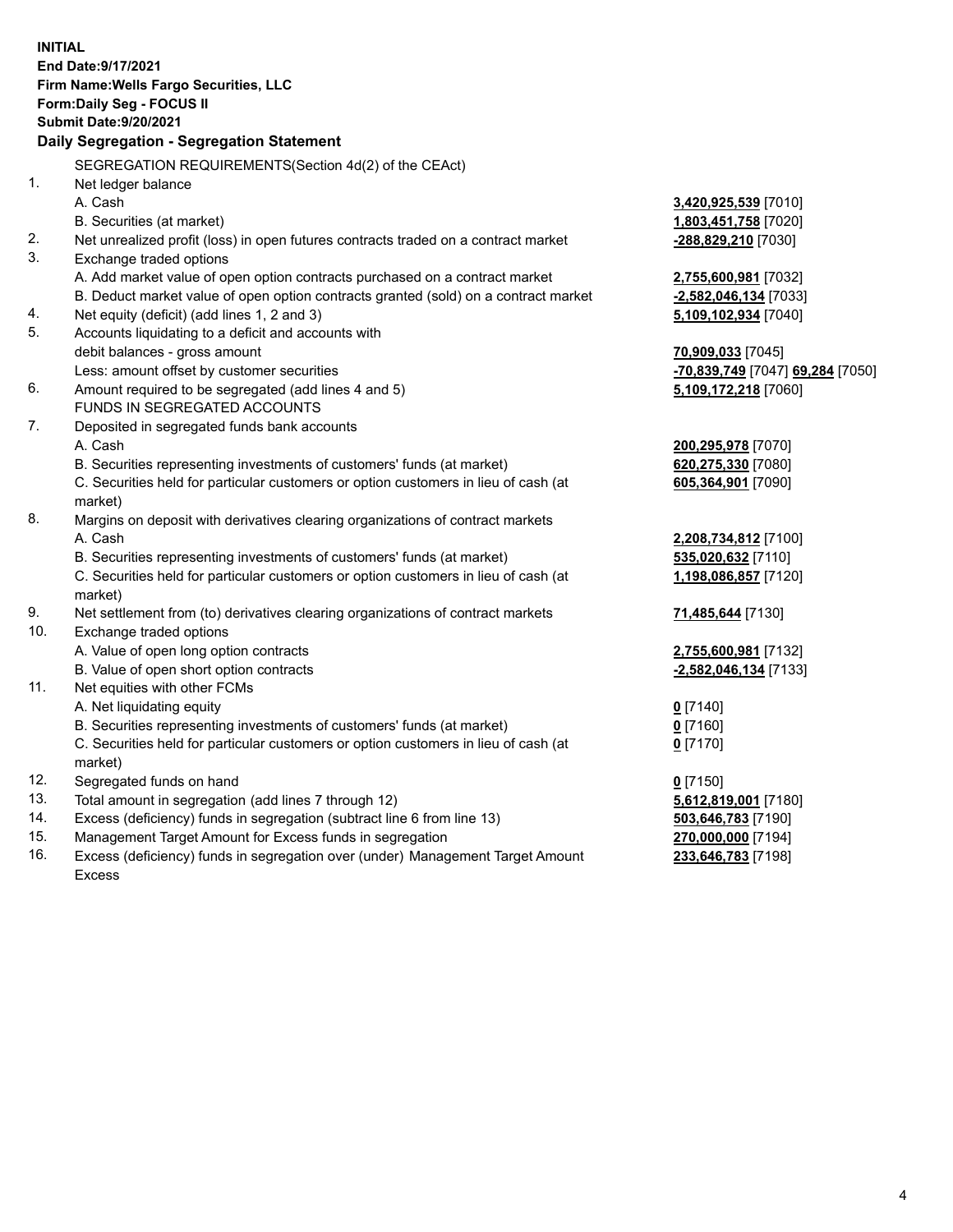**INITIAL**
**End Date:9/17/2021**
**Firm Name:Wells Fargo Securities, LLC**
**Form:Daily Seg - FOCUS II**
**Submit Date:9/20/2021**

**Daily Segregation - Segregation Statement**

SEGREGATION REQUIREMENTS(Section 4d(2) of the CEAct)

| | | |
|---|---|---|
| 1. | Net ledger balance | |
| | A. Cash | **3,420,925,539** [7010] |
| | B. Securities (at market) | **1,803,451,758** [7020] |
| 2. | Net unrealized profit (loss) in open futures contracts traded on a contract market | **-288,829,210** [7030] |
| 3. | Exchange traded options | |
| | A. Add market value of open option contracts purchased on a contract market | **2,755,600,981** [7032] |
| | B. Deduct market value of open option contracts granted (sold) on a contract market | **-2,582,046,134** [7033] |
| 4. | Net equity (deficit) (add lines 1, 2 and 3) | **5,109,102,934** [7040] |
| 5. | Accounts liquidating to a deficit and accounts with debit balances - gross amount | **70,909,033** [7045] |
| | Less: amount offset by customer securities | **-70,839,749** [7047] **69,284** [7050] |
| 6. | Amount required to be segregated (add lines 4 and 5) | **5,109,172,218** [7060] |
| | FUNDS IN SEGREGATED ACCOUNTS | |
| 7. | Deposited in segregated funds bank accounts | |
| | A. Cash | **200,295,978** [7070] |
| | B. Securities representing investments of customers' funds (at market) | **620,275,330** [7080] |
| | C. Securities held for particular customers or option customers in lieu of cash (at market) | **605,364,901** [7090] |
| 8. | Margins on deposit with derivatives clearing organizations of contract markets | |
| | A. Cash | **2,208,734,812** [7100] |
| | B. Securities representing investments of customers' funds (at market) | **535,020,632** [7110] |
| | C. Securities held for particular customers or option customers in lieu of cash (at market) | **1,198,086,857** [7120] |
| 9. | Net settlement from (to) derivatives clearing organizations of contract markets | **71,485,644** [7130] |
| 10. | Exchange traded options | |
| | A. Value of open long option contracts | **2,755,600,981** [7132] |
| | B. Value of open short option contracts | **-2,582,046,134** [7133] |
| 11. | Net equities with other FCMs | |
| | A. Net liquidating equity | **0** [7140] |
| | B. Securities representing investments of customers' funds (at market) | **0** [7160] |
| | C. Securities held for particular customers or option customers in lieu of cash (at market) | **0** [7170] |
| 12. | Segregated funds on hand | **0** [7150] |
| 13. | Total amount in segregation (add lines 7 through 12) | **5,612,819,001** [7180] |
| 14. | Excess (deficiency) funds in segregation (subtract line 6 from line 13) | **503,646,783** [7190] |
| 15. | Management Target Amount for Excess funds in segregation | **270,000,000** [7194] |
| 16. | Excess (deficiency) funds in segregation over (under) Management Target Amount Excess | **233,646,783** [7198] |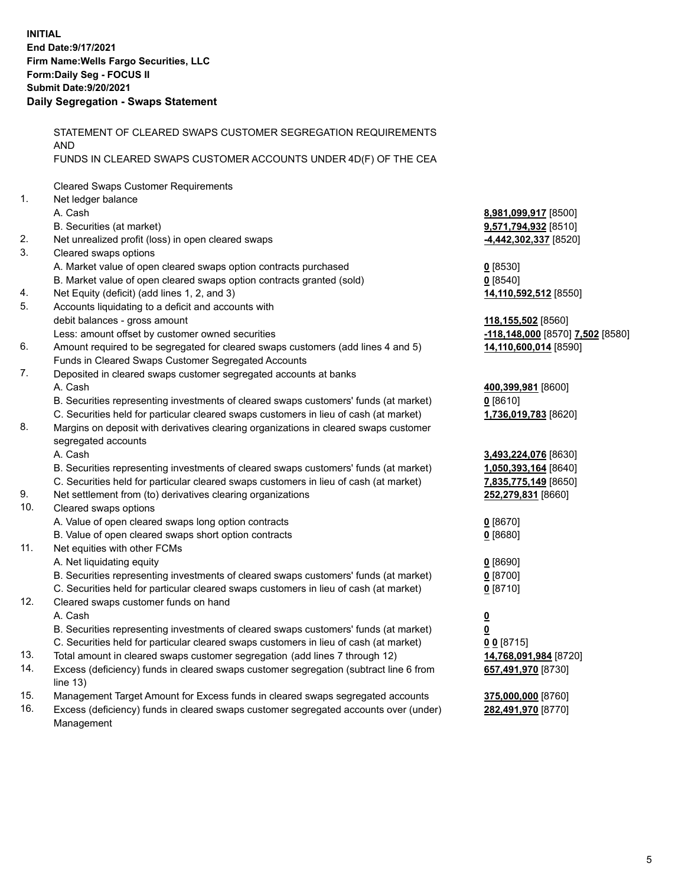**INITIAL**
**End Date:9/17/2021**
**Firm Name:Wells Fargo Securities, LLC**
**Form:Daily Seg - FOCUS II**
**Submit Date:9/20/2021**
**Daily Segregation - Swaps Statement**

STATEMENT OF CLEARED SWAPS CUSTOMER SEGREGATION REQUIREMENTS AND
FUNDS IN CLEARED SWAPS CUSTOMER ACCOUNTS UNDER 4D(F) OF THE CEA

| | | |
|---|---|---|
| | Cleared Swaps Customer Requirements | |
| 1. | Net ledger balance | |
| | A. Cash | **8,981,099,917** [8500] |
| | B. Securities (at market) | **9,571,794,932** [8510] |
| 2. | Net unrealized profit (loss) in open cleared swaps | **-4,442,302,337** [8520] |
| 3. | Cleared swaps options | |
| | A. Market value of open cleared swaps option contracts purchased | **0** [8530] |
| | B. Market value of open cleared swaps option contracts granted (sold) | **0** [8540] |
| 4. | Net Equity (deficit) (add lines 1, 2, and 3) | **14,110,592,512** [8550] |
| 5. | Accounts liquidating to a deficit and accounts with | |
| | debit balances - gross amount | **118,155,502** [8560] |
| | Less: amount offset by customer owned securities | **-118,148,000** [8570] **7,502** [8580] |
| 6. | Amount required to be segregated for cleared swaps customers (add lines 4 and 5) | **14,110,600,014** [8590] |
| | Funds in Cleared Swaps Customer Segregated Accounts | |
| 7. | Deposited in cleared swaps customer segregated accounts at banks | |
| | A. Cash | **400,399,981** [8600] |
| | B. Securities representing investments of cleared swaps customers' funds (at market) | **0** [8610] |
| | C. Securities held for particular cleared swaps customers in lieu of cash (at market) | **1,736,019,783** [8620] |
| 8. | Margins on deposit with derivatives clearing organizations in cleared swaps customer segregated accounts | |
| | A. Cash | **3,493,224,076** [8630] |
| | B. Securities representing investments of cleared swaps customers' funds (at market) | **1,050,393,164** [8640] |
| | C. Securities held for particular cleared swaps customers in lieu of cash (at market) | **7,835,775,149** [8650] |
| 9. | Net settlement from (to) derivatives clearing organizations | **252,279,831** [8660] |
| 10. | Cleared swaps options | |
| | A. Value of open cleared swaps long option contracts | **0** [8670] |
| | B. Value of open cleared swaps short option contracts | **0** [8680] |
| 11. | Net equities with other FCMs | |
| | A. Net liquidating equity | **0** [8690] |
| | B. Securities representing investments of cleared swaps customers' funds (at market) | **0** [8700] |
| | C. Securities held for particular cleared swaps customers in lieu of cash (at market) | **0** [8710] |
| 12. | Cleared swaps customer funds on hand | |
| | A. Cash | **0** |
| | B. Securities representing investments of cleared swaps customers' funds (at market) | **0** |
| | C. Securities held for particular cleared swaps customers in lieu of cash (at market) | **0** **0** [8715] |
| 13. | Total amount in cleared swaps customer segregation (add lines 7 through 12) | **14,768,091,984** [8720] |
| 14. | Excess (deficiency) funds in cleared swaps customer segregation (subtract line 6 from line 13) | **657,491,970** [8730] |
| 15. | Management Target Amount for Excess funds in cleared swaps segregated accounts | **375,000,000** [8760] |
| 16. | Excess (deficiency) funds in cleared swaps customer segregated accounts over (under) Management | **282,491,970** [8770] |